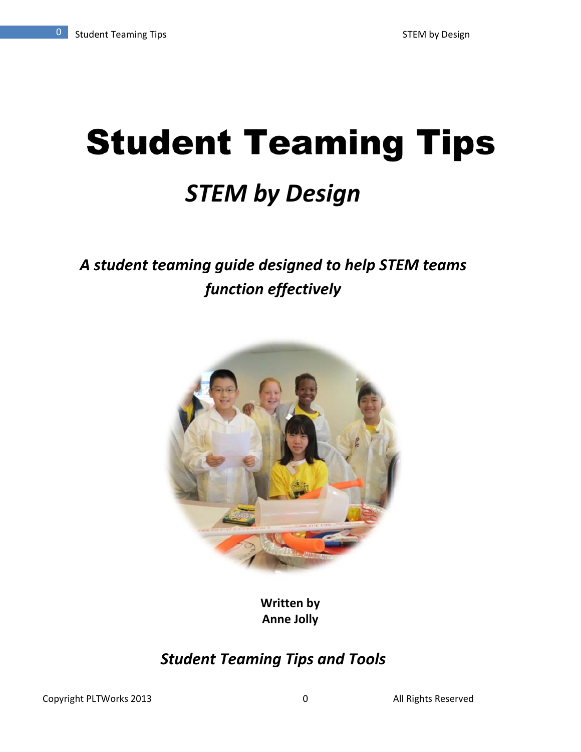# Student Teaming Tips

## *STEM by Design*

***A student teaming guide designed to help STEM teams function effectively***

**Written by**
**Anne Jolly**

***Student Teaming Tips and Tools***

Copyright PLTWorks 2013 All Rights Reserved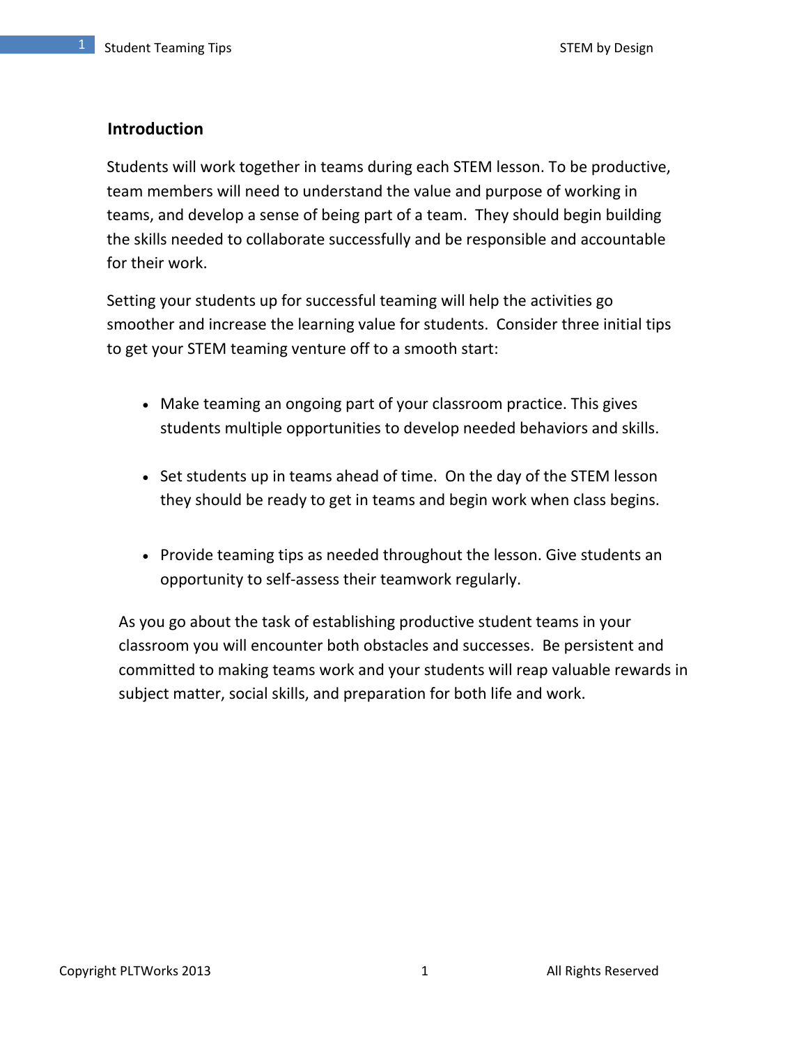## Introduction

Students will work together in teams during each STEM lesson. To be productive, team members will need to understand the value and purpose of working in teams, and develop a sense of being part of a team. They should begin building the skills needed to collaborate successfully and be responsible and accountable for their work.

Setting your students up for successful teaming will help the activities go smoother and increase the learning value for students. Consider three initial tips to get your STEM teaming venture off to a smooth start:

- Make teaming an ongoing part of your classroom practice. This gives students multiple opportunities to develop needed behaviors and skills.
- Set students up in teams ahead of time. On the day of the STEM lesson they should be ready to get in teams and begin work when class begins.
- Provide teaming tips as needed throughout the lesson. Give students an opportunity to self-assess their teamwork regularly.

As you go about the task of establishing productive student teams in your classroom you will encounter both obstacles and successes. Be persistent and committed to making teams work and your students will reap valuable rewards in subject matter, social skills, and preparation for both life and work.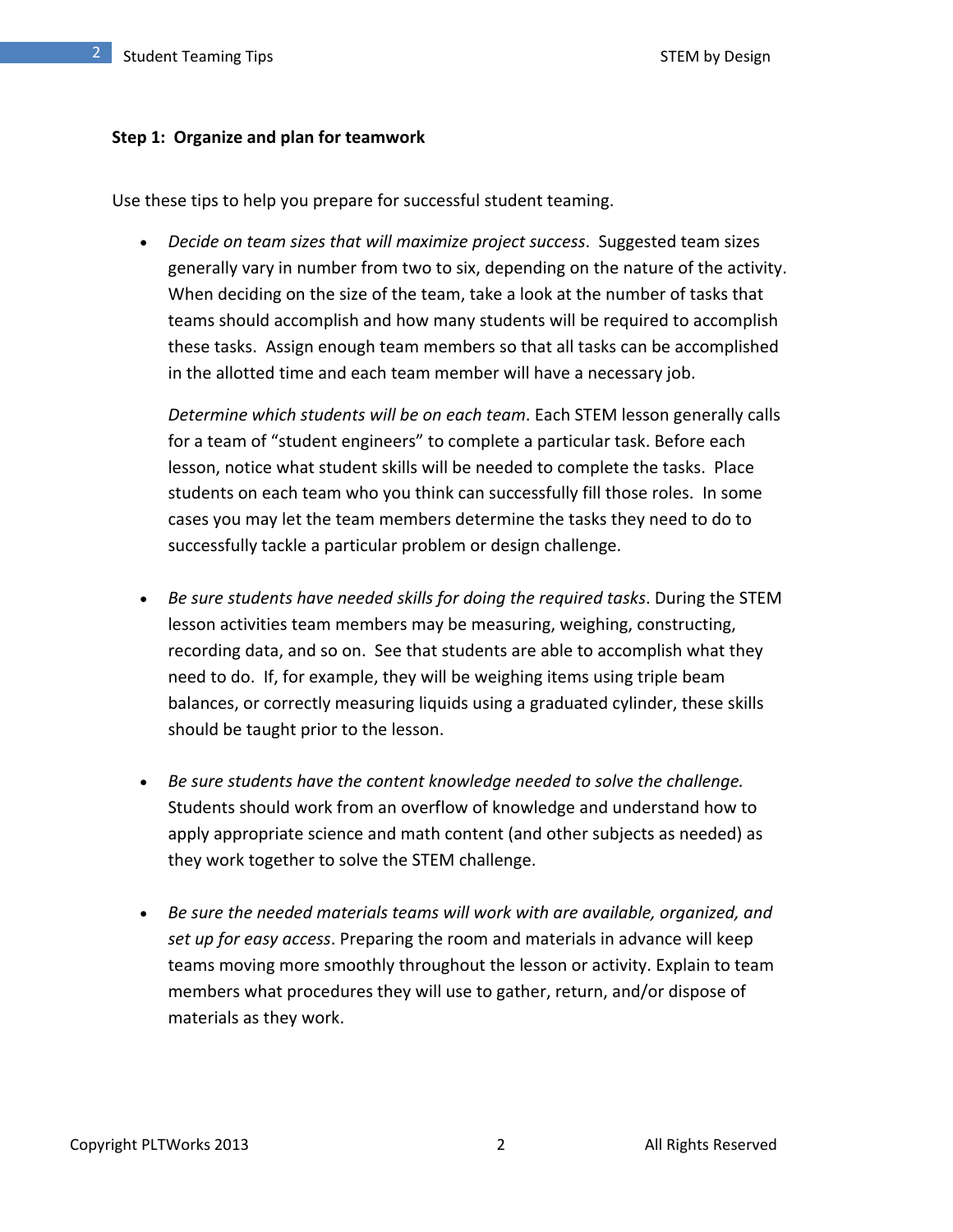**Step 1: Organize and plan for teamwork**

Use these tips to help you prepare for successful student teaming.

- *Decide on team sizes that will maximize project success*. Suggested team sizes generally vary in number from two to six, depending on the nature of the activity. When deciding on the size of the team, take a look at the number of tasks that teams should accomplish and how many students will be required to accomplish these tasks. Assign enough team members so that all tasks can be accomplished in the allotted time and each team member will have a necessary job.

  *Determine which students will be on each team*. Each STEM lesson generally calls for a team of "student engineers" to complete a particular task. Before each lesson, notice what student skills will be needed to complete the tasks. Place students on each team who you think can successfully fill those roles. In some cases you may let the team members determine the tasks they need to do to successfully tackle a particular problem or design challenge.

- *Be sure students have needed skills for doing the required tasks*. During the STEM lesson activities team members may be measuring, weighing, constructing, recording data, and so on. See that students are able to accomplish what they need to do. If, for example, they will be weighing items using triple beam balances, or correctly measuring liquids using a graduated cylinder, these skills should be taught prior to the lesson.

- *Be sure students have the content knowledge needed to solve the challenge.* Students should work from an overflow of knowledge and understand how to apply appropriate science and math content (and other subjects as needed) as they work together to solve the STEM challenge.

- *Be sure the needed materials teams will work with are available, organized, and set up for easy access*. Preparing the room and materials in advance will keep teams moving more smoothly throughout the lesson or activity. Explain to team members what procedures they will use to gather, return, and/or dispose of materials as they work.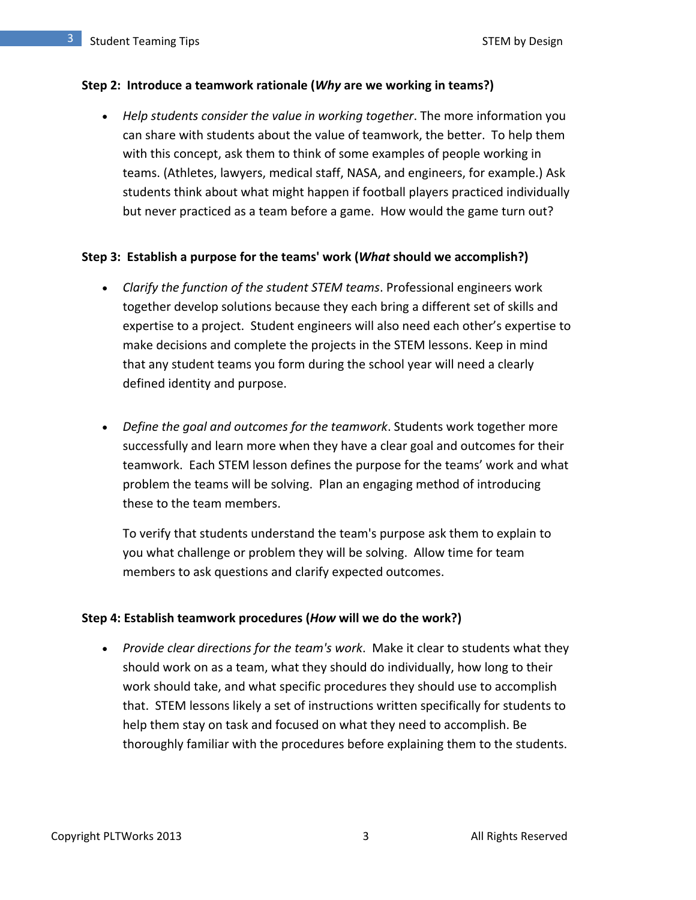**Step 2: Introduce a teamwork rationale (*Why* are we working in teams?)**

- *Help students consider the value in working together*. The more information you can share with students about the value of teamwork, the better. To help them with this concept, ask them to think of some examples of people working in teams. (Athletes, lawyers, medical staff, NASA, and engineers, for example.) Ask students think about what might happen if football players practiced individually but never practiced as a team before a game. How would the game turn out?

**Step 3: Establish a purpose for the teams' work (*What* should we accomplish?)**

- *Clarify the function of the student STEM teams*. Professional engineers work together develop solutions because they each bring a different set of skills and expertise to a project. Student engineers will also need each other's expertise to make decisions and complete the projects in the STEM lessons. Keep in mind that any student teams you form during the school year will need a clearly defined identity and purpose.

- *Define the goal and outcomes for the teamwork*. Students work together more successfully and learn more when they have a clear goal and outcomes for their teamwork. Each STEM lesson defines the purpose for the teams' work and what problem the teams will be solving. Plan an engaging method of introducing these to the team members.

  To verify that students understand the team's purpose ask them to explain to you what challenge or problem they will be solving. Allow time for team members to ask questions and clarify expected outcomes.

**Step 4: Establish teamwork procedures (*How* will we do the work?)**

- *Provide clear directions for the team's work*. Make it clear to students what they should work on as a team, what they should do individually, how long to their work should take, and what specific procedures they should use to accomplish that. STEM lessons likely a set of instructions written specifically for students to help them stay on task and focused on what they need to accomplish. Be thoroughly familiar with the procedures before explaining them to the students.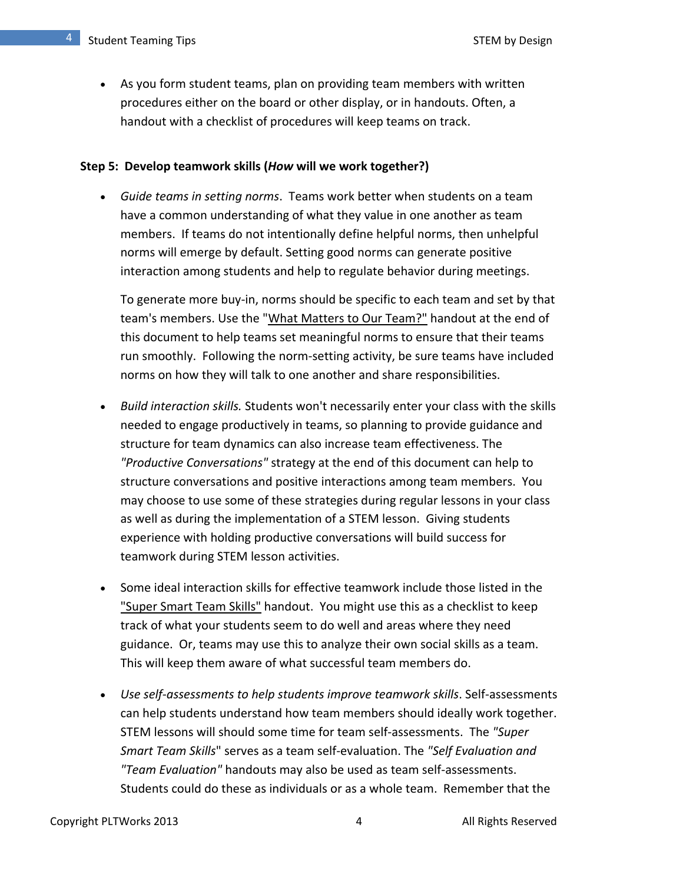- As you form student teams, plan on providing team members with written procedures either on the board or other display, or in handouts. Often, a handout with a checklist of procedures will keep teams on track.

**Step 5: Develop teamwork skills (*How* will we work together?)**

- *Guide teams in setting norms*. Teams work better when students on a team have a common understanding of what they value in one another as team members. If teams do not intentionally define helpful norms, then unhelpful norms will emerge by default. Setting good norms can generate positive interaction among students and help to regulate behavior during meetings.

  To generate more buy-in, norms should be specific to each team and set by that team's members. Use the "What Matters to Our Team?" handout at the end of this document to help teams set meaningful norms to ensure that their teams run smoothly. Following the norm-setting activity, be sure teams have included norms on how they will talk to one another and share responsibilities.

- *Build interaction skills.* Students won't necessarily enter your class with the skills needed to engage productively in teams, so planning to provide guidance and structure for team dynamics can also increase team effectiveness. The *"Productive Conversations"* strategy at the end of this document can help to structure conversations and positive interactions among team members. You may choose to use some of these strategies during regular lessons in your class as well as during the implementation of a STEM lesson. Giving students experience with holding productive conversations will build success for teamwork during STEM lesson activities.

- Some ideal interaction skills for effective teamwork include those listed in the "Super Smart Team Skills" handout. You might use this as a checklist to keep track of what your students seem to do well and areas where they need guidance. Or, teams may use this to analyze their own social skills as a team. This will keep them aware of what successful team members do.

- *Use self-assessments to help students improve teamwork skills*. Self-assessments can help students understand how team members should ideally work together. STEM lessons will should some time for team self-assessments. The *"Super Smart Team Skills*" serves as a team self-evaluation. The *"Self Evaluation and "Team Evaluation"* handouts may also be used as team self-assessments. Students could do these as individuals or as a whole team. Remember that the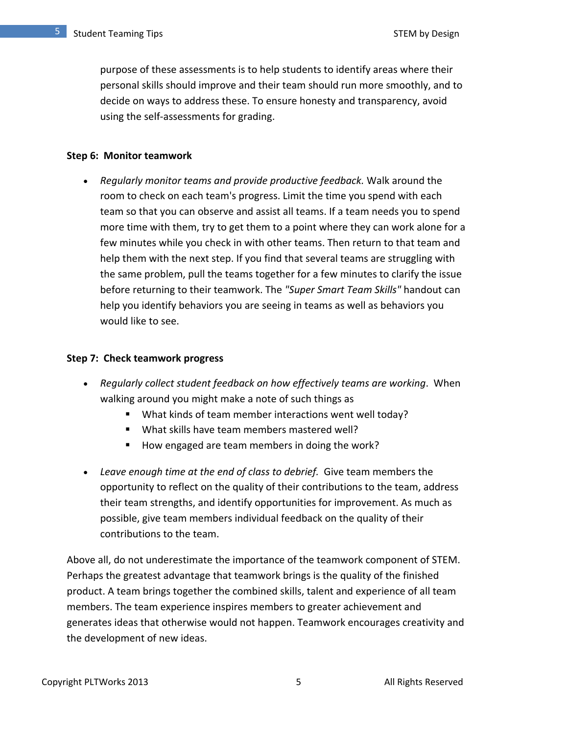purpose of these assessments is to help students to identify areas where their personal skills should improve and their team should run more smoothly, and to decide on ways to address these. To ensure honesty and transparency, avoid using the self-assessments for grading.

**Step 6: Monitor teamwork**

- *Regularly monitor teams and provide productive feedback.* Walk around the room to check on each team's progress. Limit the time you spend with each team so that you can observe and assist all teams. If a team needs you to spend more time with them, try to get them to a point where they can work alone for a few minutes while you check in with other teams. Then return to that team and help them with the next step. If you find that several teams are struggling with the same problem, pull the teams together for a few minutes to clarify the issue before returning to their teamwork. The *"Super Smart Team Skills"* handout can help you identify behaviors you are seeing in teams as well as behaviors you would like to see.

**Step 7: Check teamwork progress**

- *Regularly collect student feedback on how effectively teams are working*. When walking around you might make a note of such things as
  - What kinds of team member interactions went well today?
  - What skills have team members mastered well?
  - How engaged are team members in doing the work?

- *Leave enough time at the end of class to debrief.* Give team members the opportunity to reflect on the quality of their contributions to the team, address their team strengths, and identify opportunities for improvement. As much as possible, give team members individual feedback on the quality of their contributions to the team.

Above all, do not underestimate the importance of the teamwork component of STEM. Perhaps the greatest advantage that teamwork brings is the quality of the finished product. A team brings together the combined skills, talent and experience of all team members. The team experience inspires members to greater achievement and generates ideas that otherwise would not happen. Teamwork encourages creativity and the development of new ideas.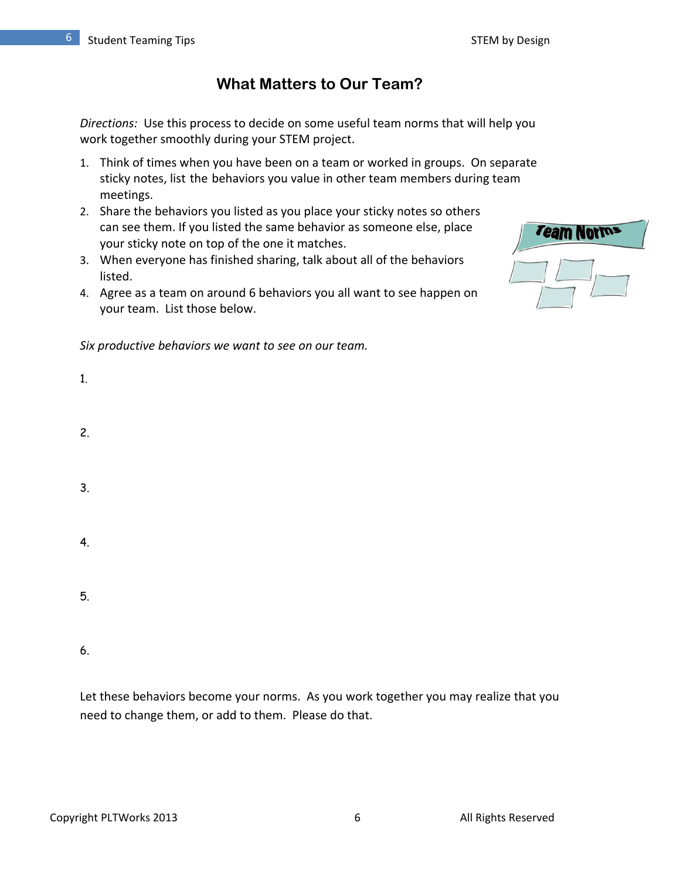# What Matters to Our Team?

*Directions:* Use this process to decide on some useful team norms that will help you work together smoothly during your STEM project.

1. Think of times when you have been on a team or worked in groups. On separate sticky notes, list the behaviors you value in other team members during team meetings.
2. Share the behaviors you listed as you place your sticky notes so others can see them. If you listed the same behavior as someone else, place your sticky note on top of the one it matches.
3. When everyone has finished sharing, talk about all of the behaviors listed.
4. Agree as a team on around 6 behaviors you all want to see happen on your team. List those below.

*Six productive behaviors we want to see on our team.*

1.

2.

3.

4.

5.

6.

Let these behaviors become your norms. As you work together you may realize that you need to change them, or add to them. Please do that.

Copyright PLTWorks 2013 All Rights Reserved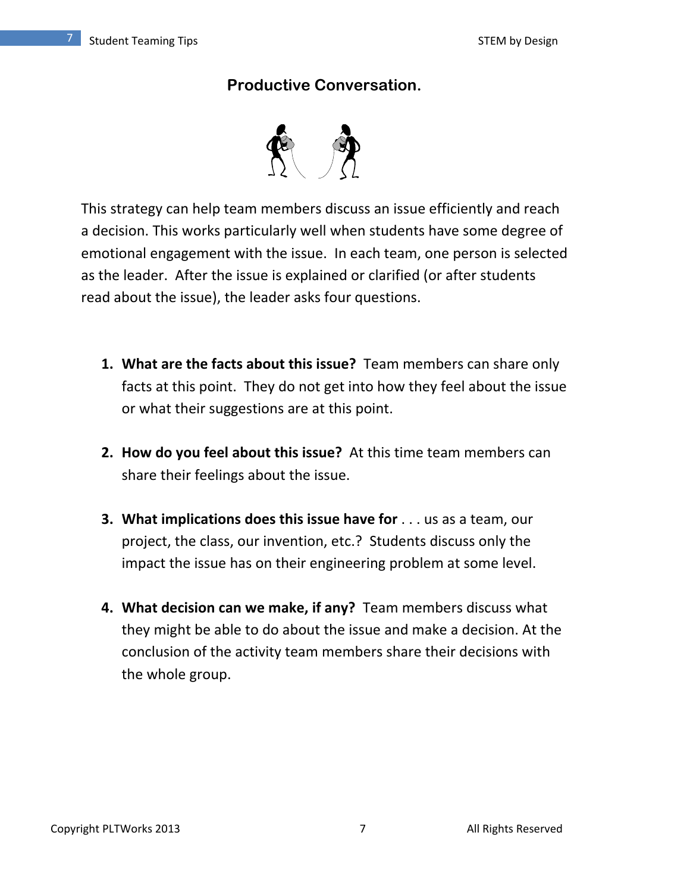## Productive Conversation.

This strategy can help team members discuss an issue efficiently and reach a decision. This works particularly well when students have some degree of emotional engagement with the issue. In each team, one person is selected as the leader. After the issue is explained or clarified (or after students read about the issue), the leader asks four questions.

1. **What are the facts about this issue?** Team members can share only facts at this point. They do not get into how they feel about the issue or what their suggestions are at this point.

2. **How do you feel about this issue?** At this time team members can share their feelings about the issue.

3. **What implications does this issue have for** . . . us as a team, our project, the class, our invention, etc.? Students discuss only the impact the issue has on their engineering problem at some level.

4. **What decision can we make, if any?** Team members discuss what they might be able to do about the issue and make a decision. At the conclusion of the activity team members share their decisions with the whole group.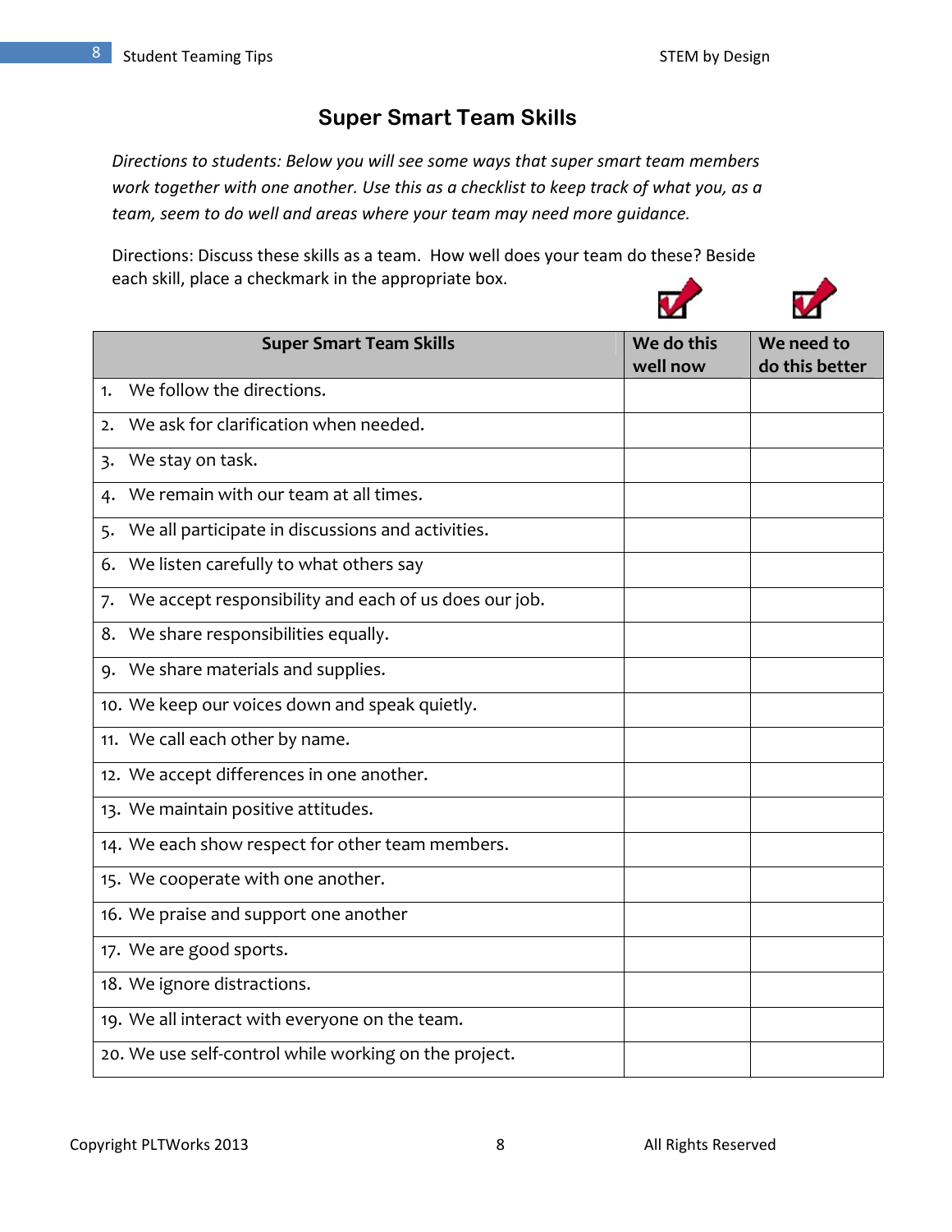# Super Smart Team Skills

*Directions to students: Below you will see some ways that super smart team members work together with one another. Use this as a checklist to keep track of what you, as a team, seem to do well and areas where your team may need more guidance.*

Directions: Discuss these skills as a team. How well does your team do these? Beside each skill, place a checkmark in the appropriate box.

| Super Smart Team Skills | We do this well now | We need to do this better |
|---|---|---|
| 1. We follow the directions. | | |
| 2. We ask for clarification when needed. | | |
| 3. We stay on task. | | |
| 4. We remain with our team at all times. | | |
| 5. We all participate in discussions and activities. | | |
| 6. We listen carefully to what others say | | |
| 7. We accept responsibility and each of us does our job. | | |
| 8. We share responsibilities equally. | | |
| 9. We share materials and supplies. | | |
| 10. We keep our voices down and speak quietly. | | |
| 11. We call each other by name. | | |
| 12. We accept differences in one another. | | |
| 13. We maintain positive attitudes. | | |
| 14. We each show respect for other team members. | | |
| 15. We cooperate with one another. | | |
| 16. We praise and support one another | | |
| 17. We are good sports. | | |
| 18. We ignore distractions. | | |
| 19. We all interact with everyone on the team. | | |
| 20. We use self-control while working on the project. | | |

Copyright PLTWorks 2013 All Rights Reserved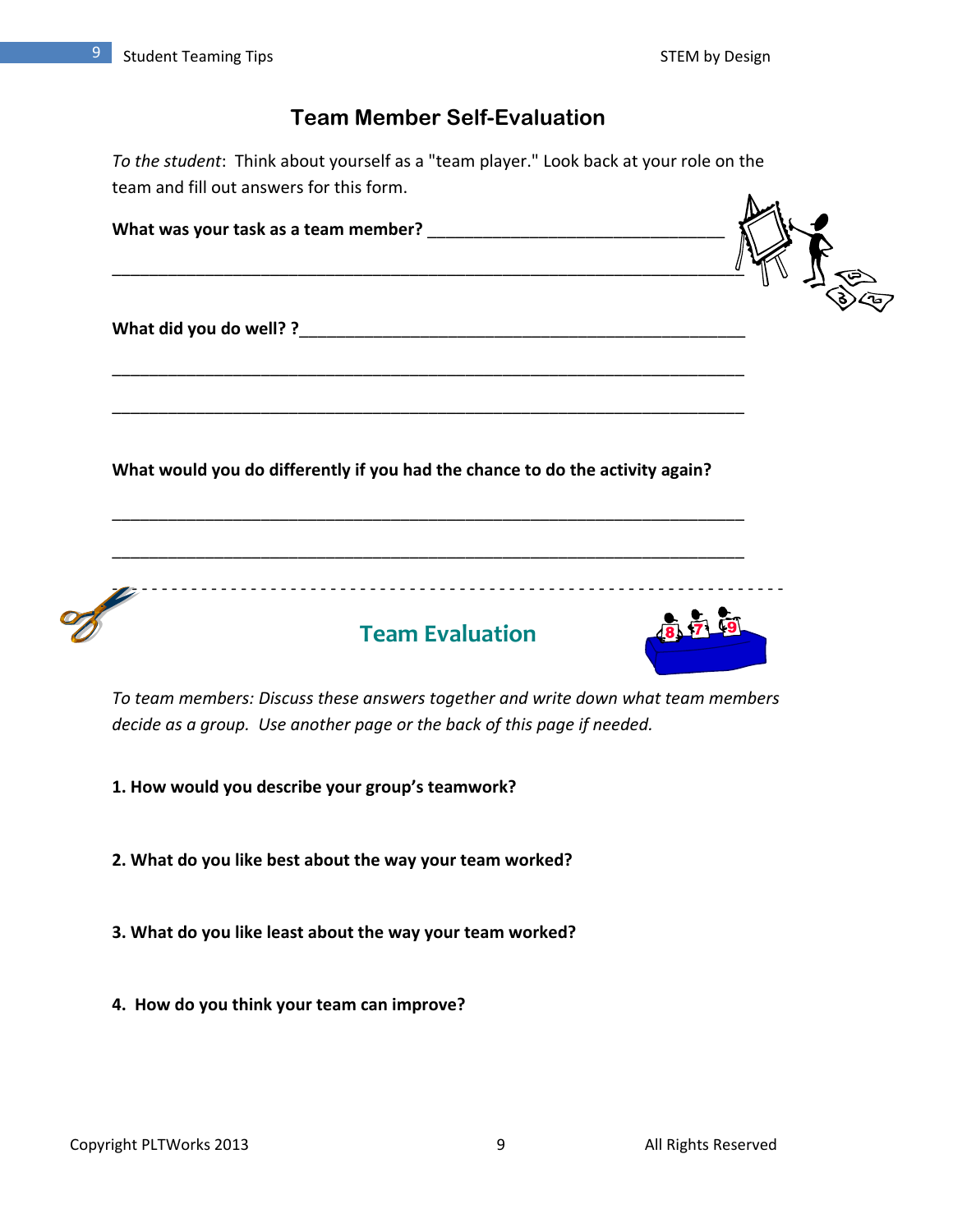# Team Member Self-Evaluation

*To the student*: Think about yourself as a "team player." Look back at your role on the team and fill out answers for this form.

**What was your task as a team member?** ________________________________

______________________________________________________________________

**What did you do well? ?**__________________________________________________

______________________________________________________________________

______________________________________________________________________

**What would you do differently if you had the chance to do the activity again?**

______________________________________________________________________

______________________________________________________________________

- - - - - - - - - - - - - - - - - - - - - - - - - - - - - - - - - - - - - - - - - - - - - -

## Team Evaluation

*To team members: Discuss these answers together and write down what team members decide as a group. Use another page or the back of this page if needed.*

**1. How would you describe your group's teamwork?**

**2. What do you like best about the way your team worked?**

**3. What do you like least about the way your team worked?**

**4. How do you think your team can improve?**

Copyright PLTWorks 2013 All Rights Reserved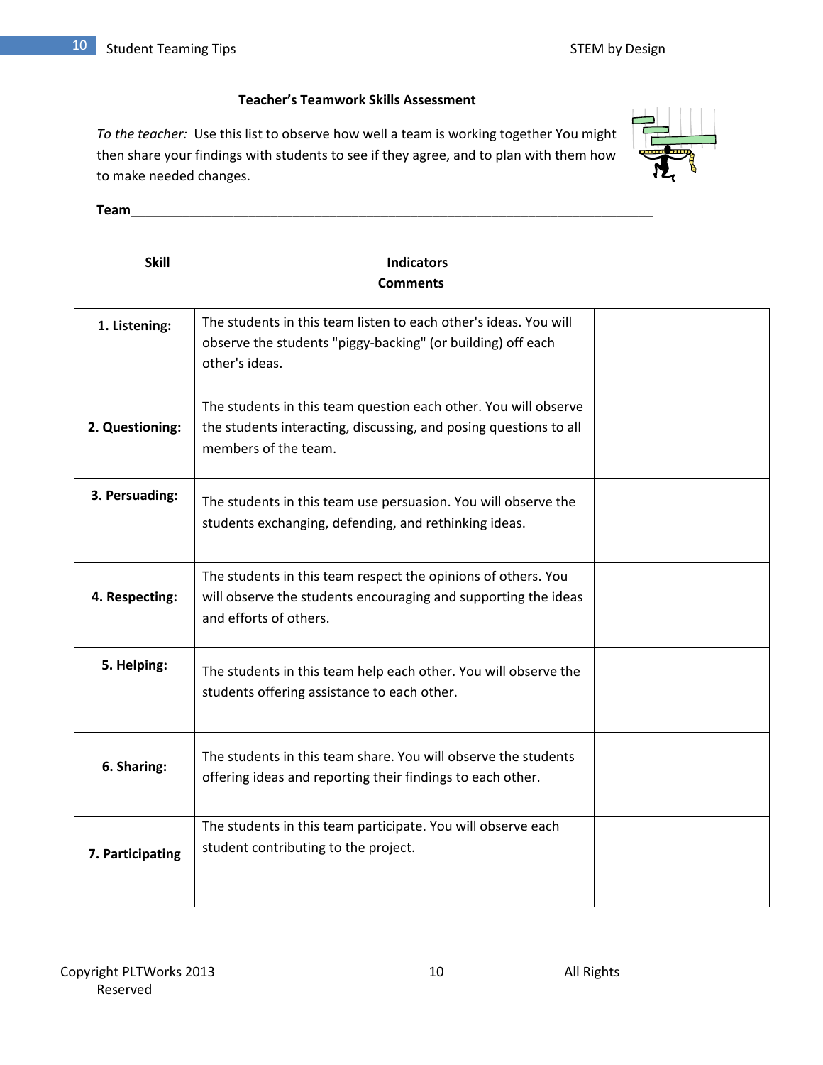## Teacher's Teamwork Skills Assessment

*To the teacher:* Use this list to observe how well a team is working together You might then share your findings with students to see if they agree, and to plan with them how to make needed changes.

**Team**\_\_\_\_\_\_\_\_\_\_\_\_\_\_\_\_\_\_\_\_\_\_\_\_\_\_\_\_\_\_\_\_\_\_\_\_\_\_\_\_\_\_\_\_\_\_\_\_\_\_\_\_\_\_\_\_\_\_\_\_\_\_\_\_\_\_\_\_\_\_\_\_

| Skill | Indicators | Comments |
|---|---|---|
| **1. Listening:** | The students in this team listen to each other's ideas. You will observe the students "piggy-backing" (or building) off each other's ideas. | |
| **2. Questioning:** | The students in this team question each other. You will observe the students interacting, discussing, and posing questions to all members of the team. | |
| **3. Persuading:** | The students in this team use persuasion. You will observe the students exchanging, defending, and rethinking ideas. | |
| **4. Respecting:** | The students in this team respect the opinions of others. You will observe the students encouraging and supporting the ideas and efforts of others. | |
| **5. Helping:** | The students in this team help each other. You will observe the students offering assistance to each other. | |
| **6. Sharing:** | The students in this team share. You will observe the students offering ideas and reporting their findings to each other. | |
| **7. Participating** | The students in this team participate. You will observe each student contributing to the project. | |